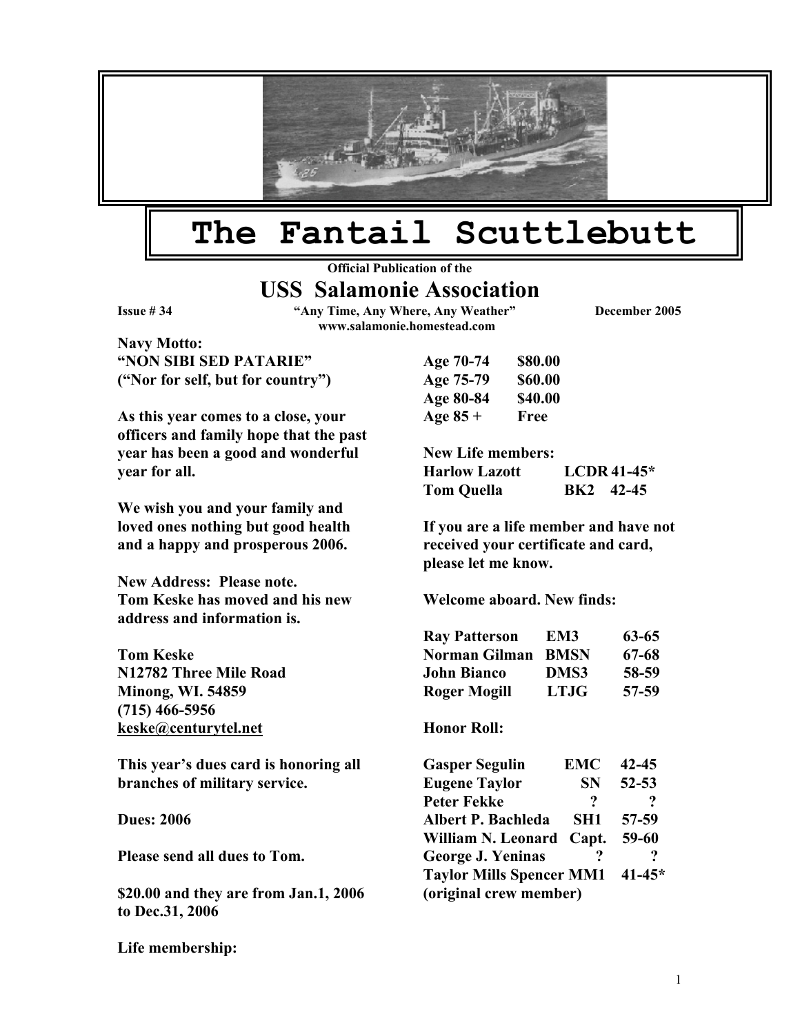# The Fantail Scuttlebutt

**Official Publication of the**

## USS Salamonie Association

**Issue # 34** | **"Any Time, Any Where, Any Weather"** | **December 2005**

**www.salamonie.homestead.com**

**Navy Motto:**
**"NON SIBI SED PATARIE"**
**("Nor for self, but for country")**

**As this year comes to a close, your officers and family hope that the past year has been a good and wonderful year for all.**

**We wish you and your family and loved ones nothing but good health and a happy and prosperous 2006.**

**New Address: Please note.**
**Tom Keske has moved and his new address and information is.**

**Tom Keske**
**N12782 Three Mile Road**
**Minong, WI. 54859**
**(715) 466-5956**
**keske@centurytel.net**

**This year's dues card is honoring all branches of military service.**

**Dues: 2006**

**Please send all dues to Tom.**

**$20.00 and they are from Jan.1, 2006 to Dec.31, 2006**

**Life membership:**

| | |
|---|---|
| **Age 70-74** | **$80.00** |
| **Age 75-79** | **$60.00** |
| **Age 80-84** | **$40.00** |
| **Age 85 +** | **Free** |

**New Life members:**

| | | |
|---|---|---|
| **Harlow Lazott** | **LCDR** | **41-45*** |
| **Tom Quella** | **BK2** | **42-45** |

**If you are a life member and have not received your certificate and card, please let me know.**

**Welcome aboard. New finds:**

| | | |
|---|---|---|
| **Ray Patterson** | **EM3** | **63-65** |
| **Norman Gilman** | **BMSN** | **67-68** |
| **John Bianco** | **DMS3** | **58-59** |
| **Roger Mogill** | **LTJG** | **57-59** |

**Honor Roll:**

| | | |
|---|---|---|
| **Gasper Segulin** | **EMC** | **42-45** |
| **Eugene Taylor** | **SN** | **52-53** |
| **Peter Fekke** | **?** | **?** |
| **Albert P. Bachleda** | **SH1** | **57-59** |
| **William N. Leonard** | **Capt.** | **59-60** |
| **George J. Yeninas** | **?** | **?** |
| **Taylor Mills Spencer** | **MM1** | **41-45*** |

**(original crew member)**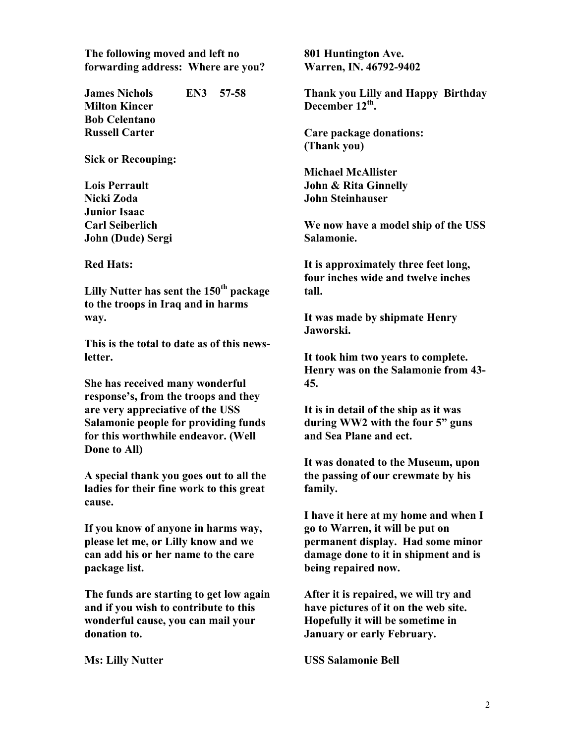**The following moved and left no forwarding address: Where are you?**

**James Nichols EN3 57-58**
**Milton Kincer**
**Bob Celentano**
**Russell Carter**

**Sick or Recouping:**

**Lois Perrault**
**Nicki Zoda**
**Junior Isaac**
**Carl Seiberlich**
**John (Dude) Sergi**

**Red Hats:**

**Lilly Nutter has sent the 150th package to the troops in Iraq and in harms way.**

**This is the total to date as of this newsletter.**

**She has received many wonderful response's, from the troops and they are very appreciative of the USS Salamonie people for providing funds for this worthwhile endeavor. (Well Done to All)**

**A special thank you goes out to all the ladies for their fine work to this great cause.**

**If you know of anyone in harms way, please let me, or Lilly know and we can add his or her name to the care package list.**

**The funds are starting to get low again and if you wish to contribute to this wonderful cause, you can mail your donation to.**

**Ms: Lilly Nutter**
**801 Huntington Ave.**
**Warren, IN. 46792-9402**

**Thank you Lilly and Happy Birthday December 12th.**

**Care package donations: (Thank you)**

**Michael McAllister**
**John & Rita Ginnelly**
**John Steinhauser**

**We now have a model ship of the USS Salamonie.**

**It is approximately three feet long, four inches wide and twelve inches tall.**

**It was made by shipmate Henry Jaworski.**

**It took him two years to complete. Henry was on the Salamonie from 43-45.**

**It is in detail of the ship as it was during WW2 with the four 5" guns and Sea Plane and ect.**

**It was donated to the Museum, upon the passing of our crewmate by his family.**

**I have it here at my home and when I go to Warren, it will be put on permanent display. Had some minor damage done to it in shipment and is being repaired now.**

**After it is repaired, we will try and have pictures of it on the web site. Hopefully it will be sometime in January or early February.**

**USS Salamonie Bell**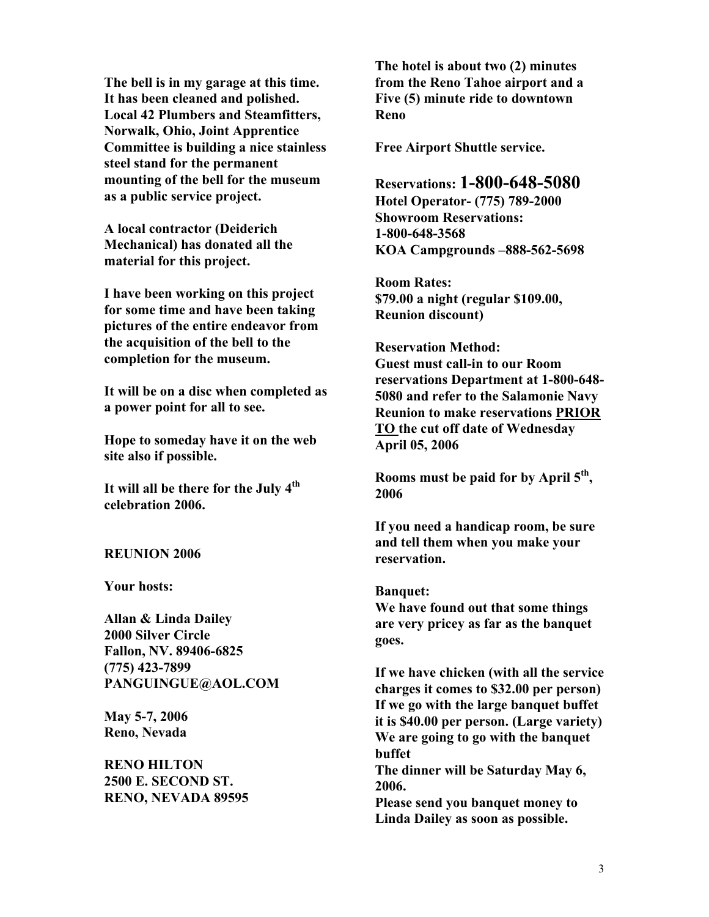**The bell is in my garage at this time. It has been cleaned and polished. Local 42 Plumbers and Steamfitters, Norwalk, Ohio, Joint Apprentice Committee is building a nice stainless steel stand for the permanent mounting of the bell for the museum as a public service project.**

**A local contractor (Deiderich Mechanical) has donated all the material for this project.**

**I have been working on this project for some time and have been taking pictures of the entire endeavor from the acquisition of the bell to the completion for the museum.**

**It will be on a disc when completed as a power point for all to see.**

**Hope to someday have it on the web site also if possible.**

**It will all be there for the July 4th celebration 2006.**

## REUNION 2006

**Your hosts:**

**Allan & Linda Dailey**
**2000 Silver Circle**
**Fallon, NV. 89406-6825**
**(775) 423-7899**
**PANGUINGUE@AOL.COM**

**May 5-7, 2006**
**Reno, Nevada**

**RENO HILTON**
**2500 E. SECOND ST.**
**RENO, NEVADA 89595**

**The hotel is about two (2) minutes from the Reno Tahoe airport and a Five (5) minute ride to downtown Reno**

**Free Airport Shuttle service.**

**Reservations: 1-800-648-5080**
**Hotel Operator- (775) 789-2000**
**Showroom Reservations:**
**1-800-648-3568**
**KOA Campgrounds –888-562-5698**

**Room Rates:**
**$79.00 a night (regular $109.00, Reunion discount)**

**Reservation Method:**
**Guest must call-in to our Room reservations Department at 1-800-648-5080 and refer to the Salamonie Navy Reunion to make reservations <u>PRIOR TO</u> the cut off date of Wednesday April 05, 2006**

**Rooms must be paid for by April 5th, 2006**

**If you need a handicap room, be sure and tell them when you make your reservation.**

**Banquet:**
**We have found out that some things are very pricey as far as the banquet goes.**

**If we have chicken (with all the service charges it comes to $32.00 per person)**
**If we go with the large banquet buffet it is $40.00 per person. (Large variety)**
**We are going to go with the banquet buffet**
**The dinner will be Saturday May 6, 2006.**
**Please send you banquet money to Linda Dailey as soon as possible.**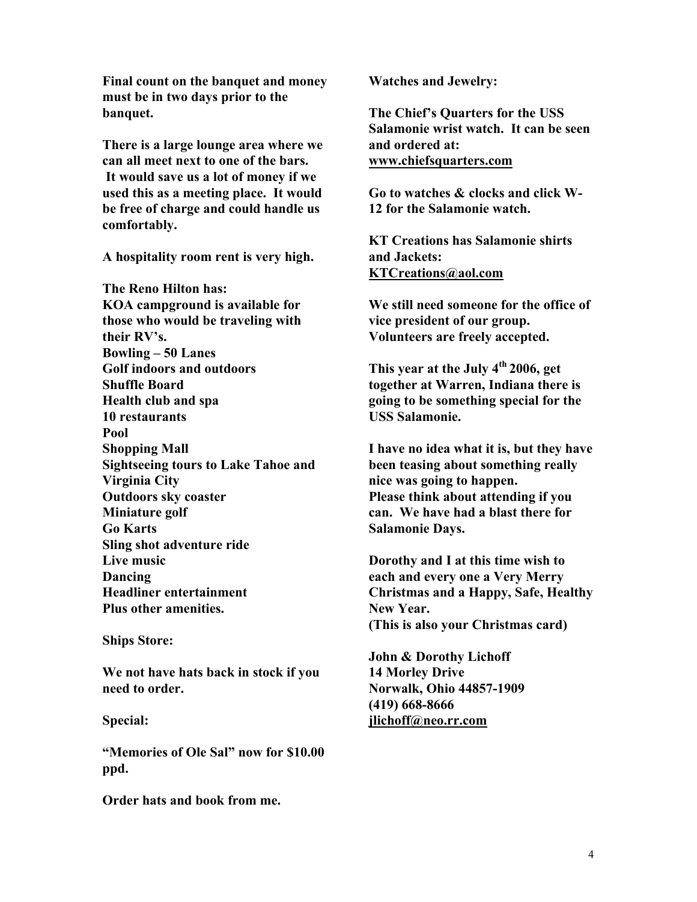**Final count on the banquet and money must be in two days prior to the banquet.**

**There is a large lounge area where we can all meet next to one of the bars. It would save us a lot of money if we used this as a meeting place. It would be free of charge and could handle us comfortably.**

**A hospitality room rent is very high.**

**The Reno Hilton has:**
**KOA campground is available for those who would be traveling with their RV's.**
**Bowling – 50 Lanes**
**Golf indoors and outdoors**
**Shuffle Board**
**Health club and spa**
**10 restaurants**
**Pool**
**Shopping Mall**
**Sightseeing tours to Lake Tahoe and Virginia City**
**Outdoors sky coaster**
**Miniature golf**
**Go Karts**
**Sling shot adventure ride**
**Live music**
**Dancing**
**Headliner entertainment**
**Plus other amenities.**

**Ships Store:**

**We not have hats back in stock if you need to order.**

**Special:**

**"Memories of Ole Sal" now for $10.00 ppd.**

**Order hats and book from me.**

**Watches and Jewelry:**

**The Chief's Quarters for the USS Salamonie wrist watch. It can be seen and ordered at: www.chiefsquarters.com**

**Go to watches & clocks and click W-12 for the Salamonie watch.**

**KT Creations has Salamonie shirts and Jackets: KTCreations@aol.com**

**We still need someone for the office of vice president of our group. Volunteers are freely accepted.**

**This year at the July 4th 2006, get together at Warren, Indiana there is going to be something special for the USS Salamonie.**

**I have no idea what it is, but they have been teasing about something really nice was going to happen.**
**Please think about attending if you can. We have had a blast there for Salamonie Days.**

**Dorothy and I at this time wish to each and every one a Very Merry Christmas and a Happy, Safe, Healthy New Year.**
**(This is also your Christmas card)**

**John & Dorothy Lichoff**
**14 Morley Drive**
**Norwalk, Ohio 44857-1909**
**(419) 668-8666**
**jlichoff@neo.rr.com**